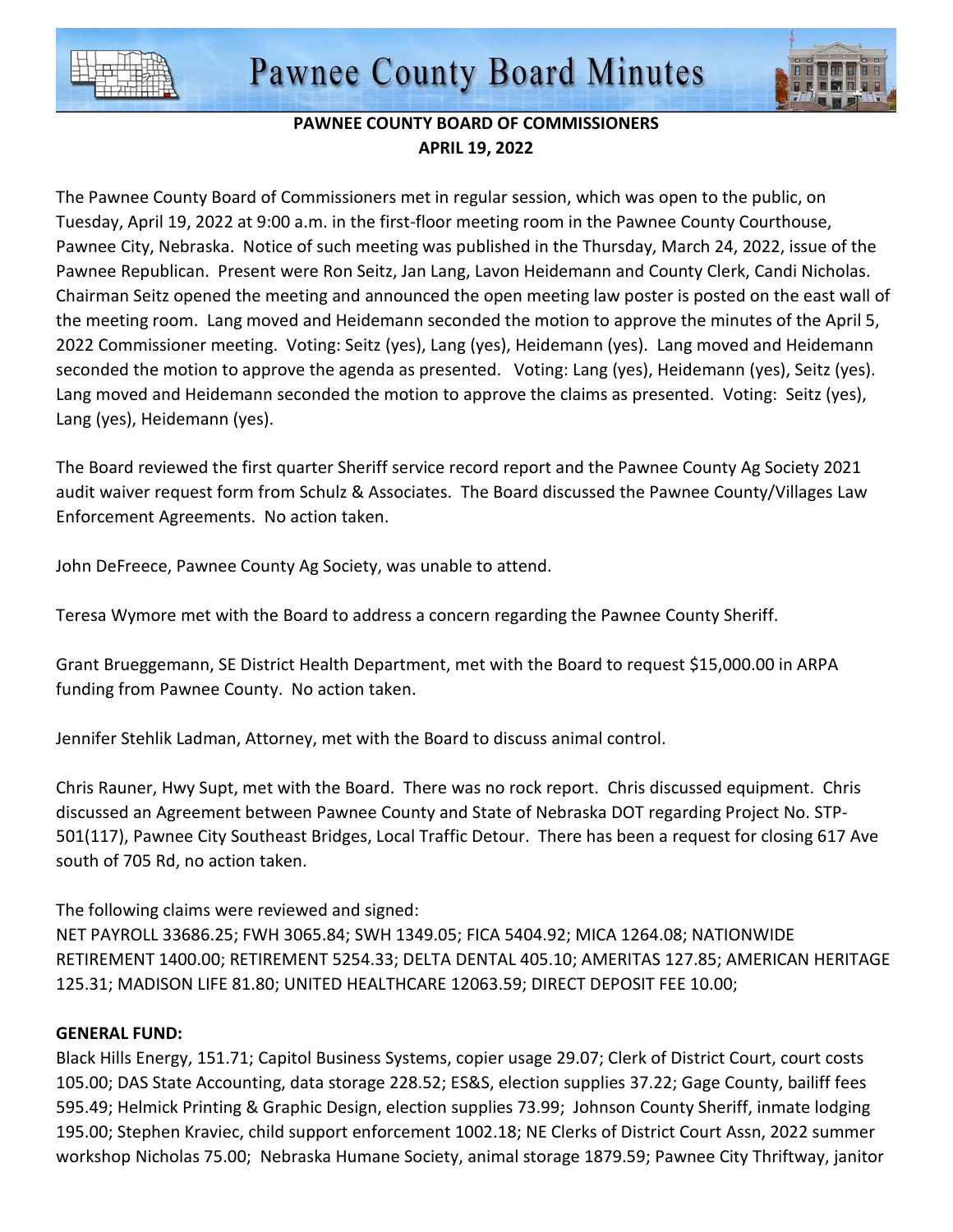# Pawnee County Board Minutes

**PAWNEE COUNTY BOARD OF COMMISSIONERS**
**APRIL 19, 2022**

The Pawnee County Board of Commissioners met in regular session, which was open to the public, on Tuesday, April 19, 2022 at 9:00 a.m. in the first-floor meeting room in the Pawnee County Courthouse, Pawnee City, Nebraska. Notice of such meeting was published in the Thursday, March 24, 2022, issue of the Pawnee Republican. Present were Ron Seitz, Jan Lang, Lavon Heidemann and County Clerk, Candi Nicholas. Chairman Seitz opened the meeting and announced the open meeting law poster is posted on the east wall of the meeting room. Lang moved and Heidemann seconded the motion to approve the minutes of the April 5, 2022 Commissioner meeting. Voting: Seitz (yes), Lang (yes), Heidemann (yes). Lang moved and Heidemann seconded the motion to approve the agenda as presented. Voting: Lang (yes), Heidemann (yes), Seitz (yes). Lang moved and Heidemann seconded the motion to approve the claims as presented. Voting: Seitz (yes), Lang (yes), Heidemann (yes).

The Board reviewed the first quarter Sheriff service record report and the Pawnee County Ag Society 2021 audit waiver request form from Schulz & Associates. The Board discussed the Pawnee County/Villages Law Enforcement Agreements. No action taken.

John DeFreece, Pawnee County Ag Society, was unable to attend.

Teresa Wymore met with the Board to address a concern regarding the Pawnee County Sheriff.

Grant Brueggemann, SE District Health Department, met with the Board to request $15,000.00 in ARPA funding from Pawnee County. No action taken.

Jennifer Stehlik Ladman, Attorney, met with the Board to discuss animal control.

Chris Rauner, Hwy Supt, met with the Board. There was no rock report. Chris discussed equipment. Chris discussed an Agreement between Pawnee County and State of Nebraska DOT regarding Project No. STP-501(117), Pawnee City Southeast Bridges, Local Traffic Detour. There has been a request for closing 617 Ave south of 705 Rd, no action taken.

The following claims were reviewed and signed:
NET PAYROLL 33686.25; FWH 3065.84; SWH 1349.05; FICA 5404.92; MICA 1264.08; NATIONWIDE RETIREMENT 1400.00; RETIREMENT 5254.33; DELTA DENTAL 405.10; AMERITAS 127.85; AMERICAN HERITAGE 125.31; MADISON LIFE 81.80; UNITED HEALTHCARE 12063.59; DIRECT DEPOSIT FEE 10.00;

**GENERAL FUND:**
Black Hills Energy, 151.71; Capitol Business Systems, copier usage 29.07; Clerk of District Court, court costs 105.00; DAS State Accounting, data storage 228.52; ES&S, election supplies 37.22; Gage County, bailiff fees 595.49; Helmick Printing & Graphic Design, election supplies 73.99; Johnson County Sheriff, inmate lodging 195.00; Stephen Kraviec, child support enforcement 1002.18; NE Clerks of District Court Assn, 2022 summer workshop Nicholas 75.00; Nebraska Humane Society, animal storage 1879.59; Pawnee City Thriftway, janitor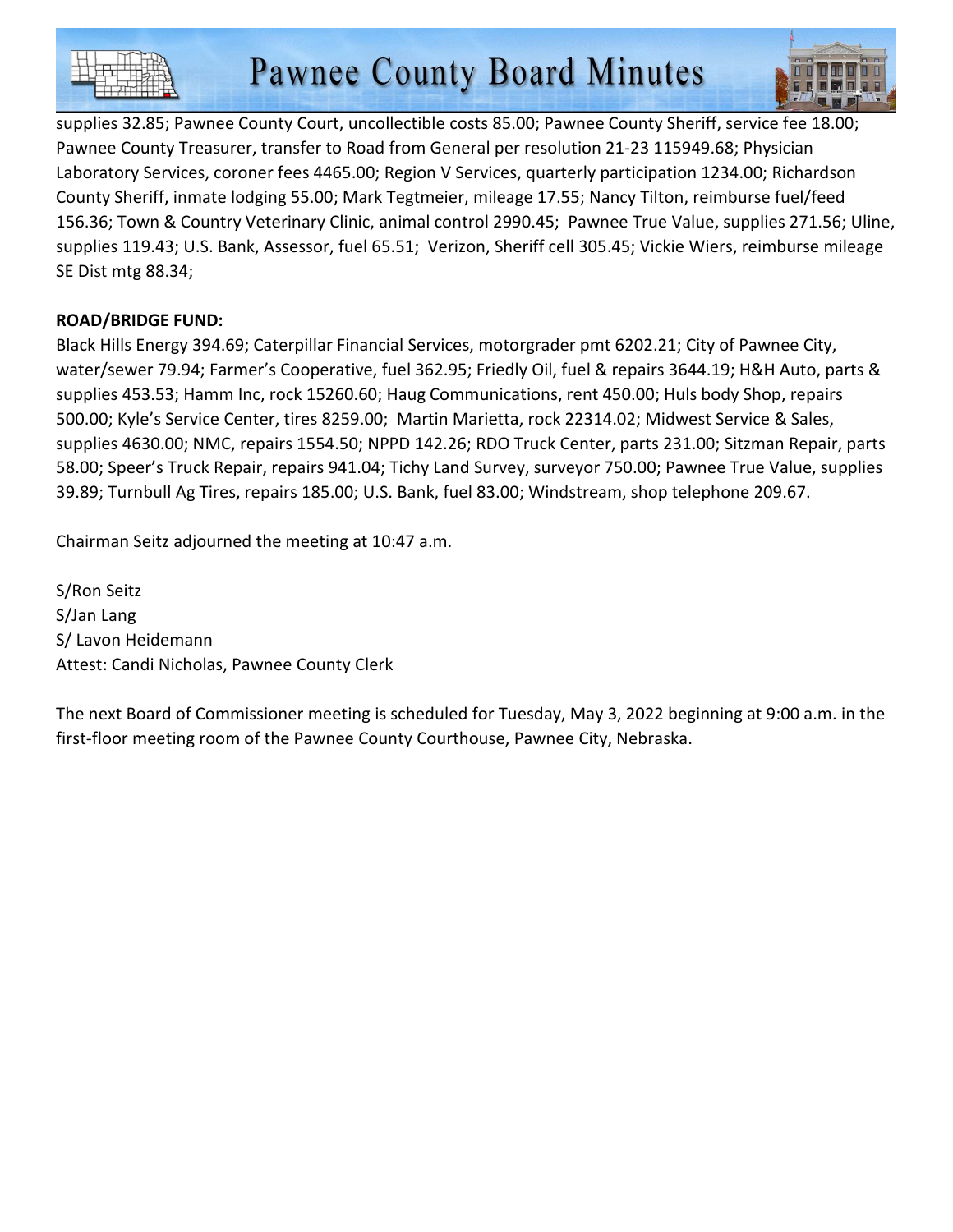supplies 32.85; Pawnee County Court, uncollectible costs 85.00; Pawnee County Sheriff, service fee 18.00; Pawnee County Treasurer, transfer to Road from General per resolution 21-23 115949.68; Physician Laboratory Services, coroner fees 4465.00; Region V Services, quarterly participation 1234.00; Richardson County Sheriff, inmate lodging 55.00; Mark Tegtmeier, mileage 17.55; Nancy Tilton, reimburse fuel/feed 156.36; Town & Country Veterinary Clinic, animal control 2990.45; Pawnee True Value, supplies 271.56; Uline, supplies 119.43; U.S. Bank, Assessor, fuel 65.51; Verizon, Sheriff cell 305.45; Vickie Wiers, reimburse mileage SE Dist mtg 88.34;

**ROAD/BRIDGE FUND:**

Black Hills Energy 394.69; Caterpillar Financial Services, motorgrader pmt 6202.21; City of Pawnee City, water/sewer 79.94; Farmer's Cooperative, fuel 362.95; Friedly Oil, fuel & repairs 3644.19; H&H Auto, parts & supplies 453.53; Hamm Inc, rock 15260.60; Haug Communications, rent 450.00; Huls body Shop, repairs 500.00; Kyle's Service Center, tires 8259.00; Martin Marietta, rock 22314.02; Midwest Service & Sales, supplies 4630.00; NMC, repairs 1554.50; NPPD 142.26; RDO Truck Center, parts 231.00; Sitzman Repair, parts 58.00; Speer's Truck Repair, repairs 941.04; Tichy Land Survey, surveyor 750.00; Pawnee True Value, supplies 39.89; Turnbull Ag Tires, repairs 185.00; U.S. Bank, fuel 83.00; Windstream, shop telephone 209.67.

Chairman Seitz adjourned the meeting at 10:47 a.m.

S/Ron Seitz
S/Jan Lang
S/ Lavon Heidemann
Attest: Candi Nicholas, Pawnee County Clerk

The next Board of Commissioner meeting is scheduled for Tuesday, May 3, 2022 beginning at 9:00 a.m. in the first-floor meeting room of the Pawnee County Courthouse, Pawnee City, Nebraska.